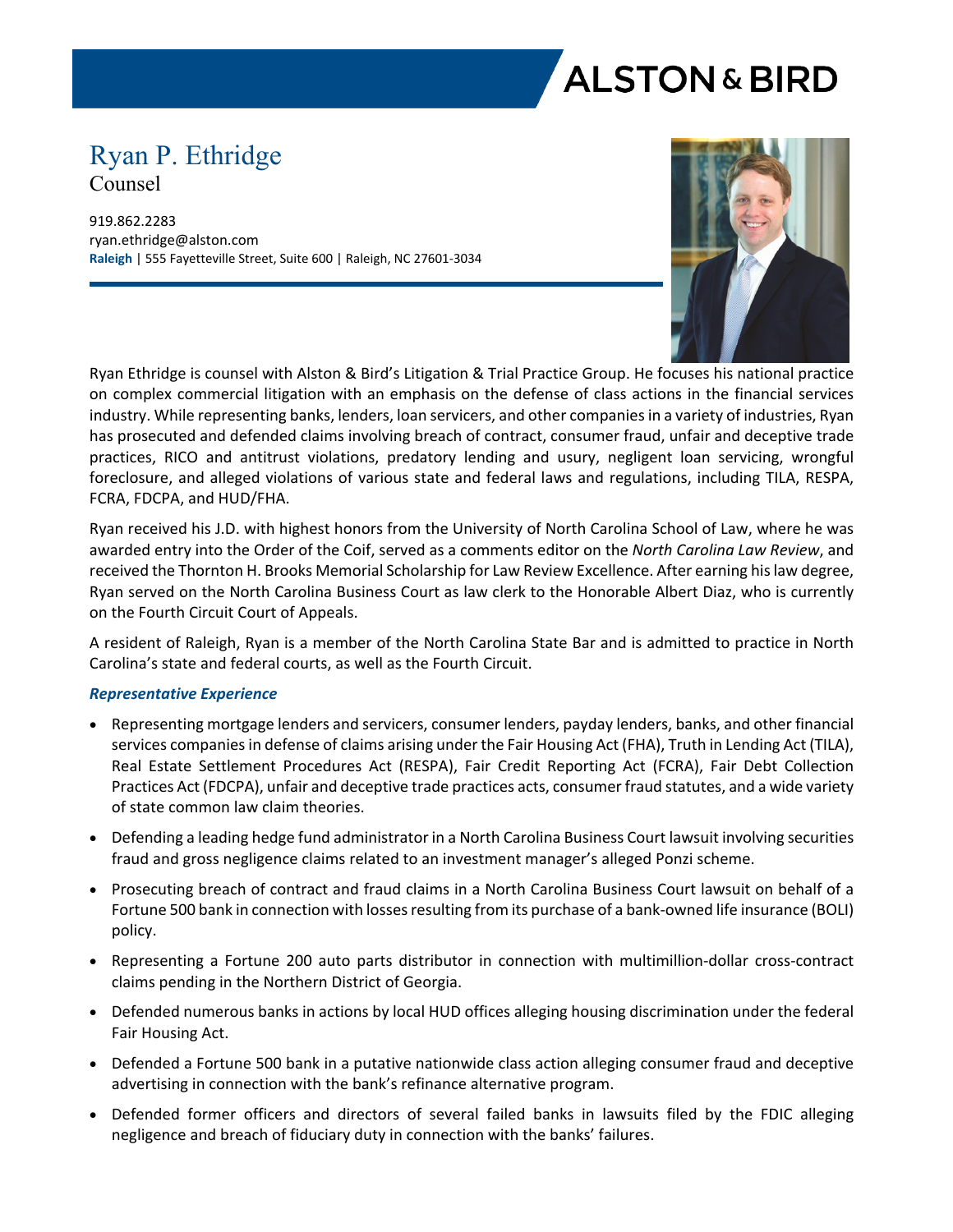ALSTON & BIRD

# Ryan P. Ethridge

Counsel

919.862.2283
ryan.ethridge@alston.com
**Raleigh** | 555 Fayetteville Street, Suite 600 | Raleigh, NC 27601-3034

Ryan Ethridge is counsel with Alston & Bird's Litigation & Trial Practice Group. He focuses his national practice on complex commercial litigation with an emphasis on the defense of class actions in the financial services industry. While representing banks, lenders, loan servicers, and other companies in a variety of industries, Ryan has prosecuted and defended claims involving breach of contract, consumer fraud, unfair and deceptive trade practices, RICO and antitrust violations, predatory lending and usury, negligent loan servicing, wrongful foreclosure, and alleged violations of various state and federal laws and regulations, including TILA, RESPA, FCRA, FDCPA, and HUD/FHA.

Ryan received his J.D. with highest honors from the University of North Carolina School of Law, where he was awarded entry into the Order of the Coif, served as a comments editor on the *North Carolina Law Review*, and received the Thornton H. Brooks Memorial Scholarship for Law Review Excellence. After earning his law degree, Ryan served on the North Carolina Business Court as law clerk to the Honorable Albert Diaz, who is currently on the Fourth Circuit Court of Appeals.

A resident of Raleigh, Ryan is a member of the North Carolina State Bar and is admitted to practice in North Carolina's state and federal courts, as well as the Fourth Circuit.

### *Representative Experience*

- Representing mortgage lenders and servicers, consumer lenders, payday lenders, banks, and other financial services companies in defense of claims arising under the Fair Housing Act (FHA), Truth in Lending Act (TILA), Real Estate Settlement Procedures Act (RESPA), Fair Credit Reporting Act (FCRA), Fair Debt Collection Practices Act (FDCPA), unfair and deceptive trade practices acts, consumer fraud statutes, and a wide variety of state common law claim theories.
- Defending a leading hedge fund administrator in a North Carolina Business Court lawsuit involving securities fraud and gross negligence claims related to an investment manager's alleged Ponzi scheme.
- Prosecuting breach of contract and fraud claims in a North Carolina Business Court lawsuit on behalf of a Fortune 500 bank in connection with losses resulting from its purchase of a bank-owned life insurance (BOLI) policy.
- Representing a Fortune 200 auto parts distributor in connection with multimillion-dollar cross-contract claims pending in the Northern District of Georgia.
- Defended numerous banks in actions by local HUD offices alleging housing discrimination under the federal Fair Housing Act.
- Defended a Fortune 500 bank in a putative nationwide class action alleging consumer fraud and deceptive advertising in connection with the bank's refinance alternative program.
- Defended former officers and directors of several failed banks in lawsuits filed by the FDIC alleging negligence and breach of fiduciary duty in connection with the banks' failures.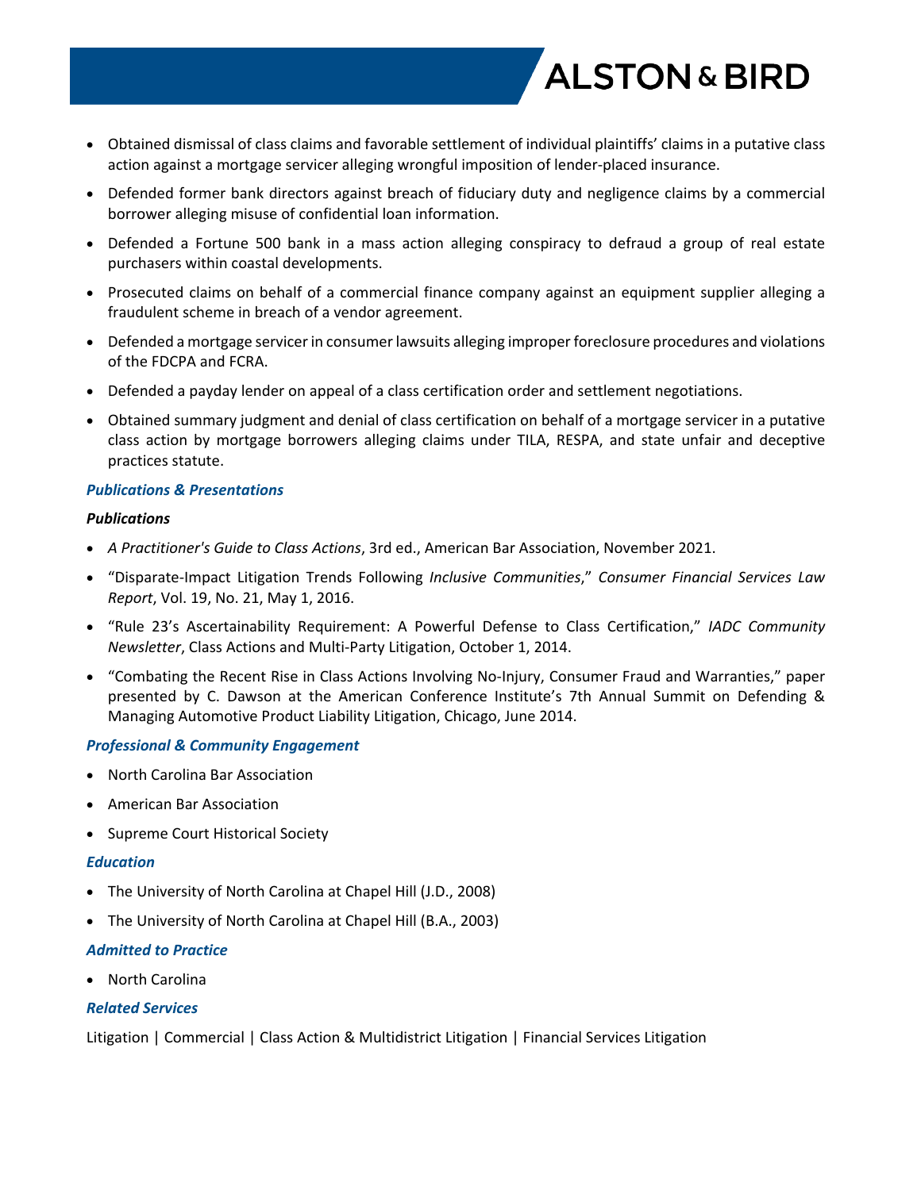- Obtained dismissal of class claims and favorable settlement of individual plaintiffs' claims in a putative class action against a mortgage servicer alleging wrongful imposition of lender-placed insurance.
- Defended former bank directors against breach of fiduciary duty and negligence claims by a commercial borrower alleging misuse of confidential loan information.
- Defended a Fortune 500 bank in a mass action alleging conspiracy to defraud a group of real estate purchasers within coastal developments.
- Prosecuted claims on behalf of a commercial finance company against an equipment supplier alleging a fraudulent scheme in breach of a vendor agreement.
- Defended a mortgage servicer in consumer lawsuits alleging improper foreclosure procedures and violations of the FDCPA and FCRA.
- Defended a payday lender on appeal of a class certification order and settlement negotiations.
- Obtained summary judgment and denial of class certification on behalf of a mortgage servicer in a putative class action by mortgage borrowers alleging claims under TILA, RESPA, and state unfair and deceptive practices statute.

### *Publications & Presentations*

#### *Publications*

- *A Practitioner's Guide to Class Actions*, 3rd ed., American Bar Association, November 2021.
- "Disparate-Impact Litigation Trends Following *Inclusive Communities*," *Consumer Financial Services Law Report*, Vol. 19, No. 21, May 1, 2016.
- "Rule 23's Ascertainability Requirement: A Powerful Defense to Class Certification," *IADC Community Newsletter*, Class Actions and Multi-Party Litigation, October 1, 2014.
- "Combating the Recent Rise in Class Actions Involving No-Injury, Consumer Fraud and Warranties," paper presented by C. Dawson at the American Conference Institute's 7th Annual Summit on Defending & Managing Automotive Product Liability Litigation, Chicago, June 2014.

### *Professional & Community Engagement*

- North Carolina Bar Association
- American Bar Association
- Supreme Court Historical Society

### *Education*

- The University of North Carolina at Chapel Hill (J.D., 2008)
- The University of North Carolina at Chapel Hill (B.A., 2003)

### *Admitted to Practice*

- North Carolina

### *Related Services*

Litigation | Commercial | Class Action & Multidistrict Litigation | Financial Services Litigation